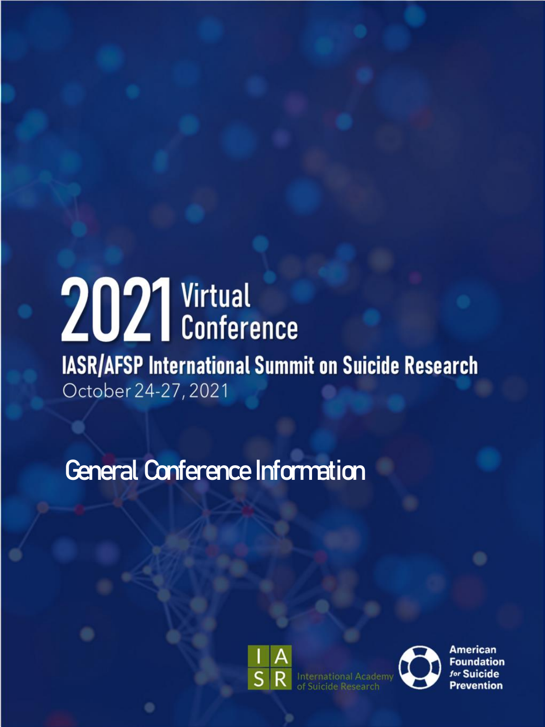# 2021 Virtual Conference

## IASR/AFSP International Summit on Suicide Research

October 24-27, 2021

# General Conference Information

IASR International Academy of Suicide Research

American Foundation for Suicide Prevention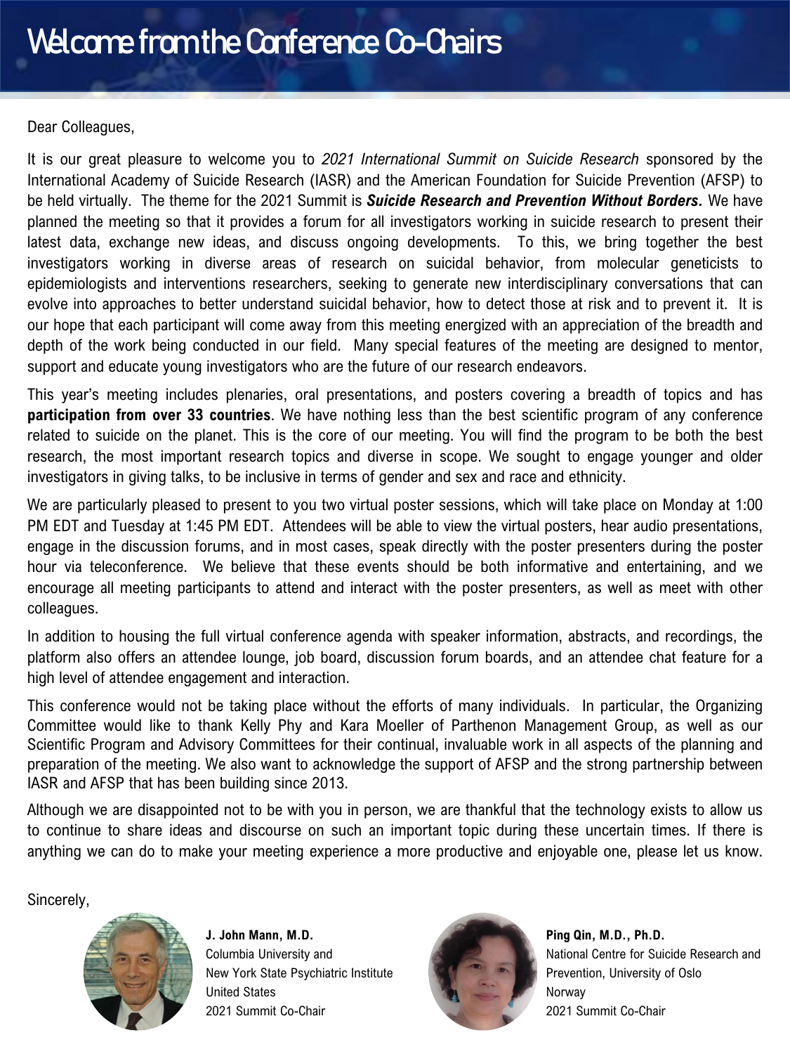# Welcome from the Conference Co-Chairs

Dear Colleagues,

It is our great pleasure to welcome you to *2021 International Summit on Suicide Research* sponsored by the International Academy of Suicide Research (IASR) and the American Foundation for Suicide Prevention (AFSP) to be held virtually. The theme for the 2021 Summit is ***Suicide Research and Prevention Without Borders.*** We have planned the meeting so that it provides a forum for all investigators working in suicide research to present their latest data, exchange new ideas, and discuss ongoing developments. To this, we bring together the best investigators working in diverse areas of research on suicidal behavior, from molecular geneticists to epidemiologists and interventions researchers, seeking to generate new interdisciplinary conversations that can evolve into approaches to better understand suicidal behavior, how to detect those at risk and to prevent it. It is our hope that each participant will come away from this meeting energized with an appreciation of the breadth and depth of the work being conducted in our field. Many special features of the meeting are designed to mentor, support and educate young investigators who are the future of our research endeavors.

This year's meeting includes plenaries, oral presentations, and posters covering a breadth of topics and has **participation from over 33 countries**. We have nothing less than the best scientific program of any conference related to suicide on the planet. This is the core of our meeting. You will find the program to be both the best research, the most important research topics and diverse in scope. We sought to engage younger and older investigators in giving talks, to be inclusive in terms of gender and sex and race and ethnicity.

We are particularly pleased to present to you two virtual poster sessions, which will take place on Monday at 1:00 PM EDT and Tuesday at 1:45 PM EDT. Attendees will be able to view the virtual posters, hear audio presentations, engage in the discussion forums, and in most cases, speak directly with the poster presenters during the poster hour via teleconference. We believe that these events should be both informative and entertaining, and we encourage all meeting participants to attend and interact with the poster presenters, as well as meet with other colleagues.

In addition to housing the full virtual conference agenda with speaker information, abstracts, and recordings, the platform also offers an attendee lounge, job board, discussion forum boards, and an attendee chat feature for a high level of attendee engagement and interaction.

This conference would not be taking place without the efforts of many individuals. In particular, the Organizing Committee would like to thank Kelly Phy and Kara Moeller of Parthenon Management Group, as well as our Scientific Program and Advisory Committees for their continual, invaluable work in all aspects of the planning and preparation of the meeting. We also want to acknowledge the support of AFSP and the strong partnership between IASR and AFSP that has been building since 2013.

Although we are disappointed not to be with you in person, we are thankful that the technology exists to allow us to continue to share ideas and discourse on such an important topic during these uncertain times. If there is anything we can do to make your meeting experience a more productive and enjoyable one, please let us know.

Sincerely,

**J. John Mann, M.D.**
Columbia University and
New York State Psychiatric Institute
United States
2021 Summit Co-Chair

**Ping Qin, M.D., Ph.D.**
National Centre for Suicide Research and Prevention, University of Oslo
Norway
2021 Summit Co-Chair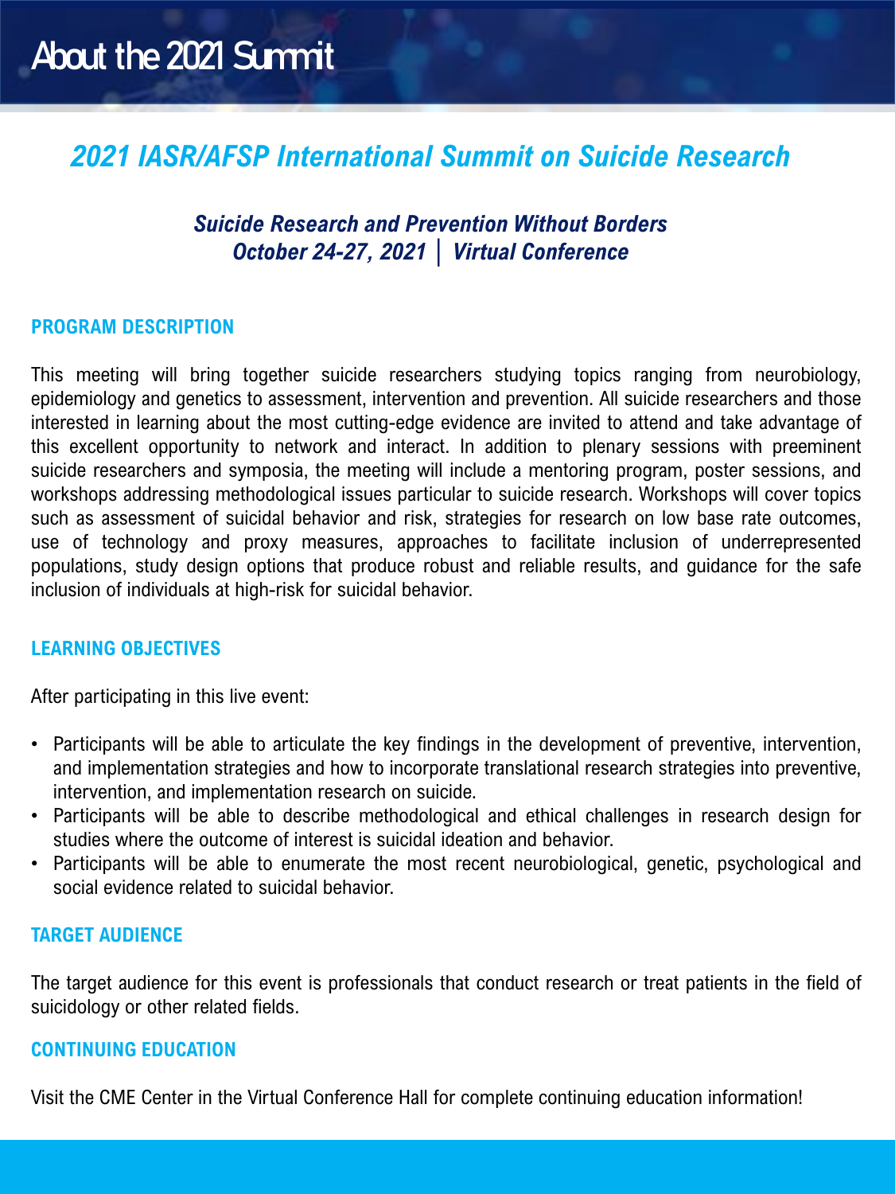# About the 2021 Summit

## *2021 IASR/AFSP International Summit on Suicide Research*

### *Suicide Research and Prevention Without Borders*
### *October 24-27, 2021 | Virtual Conference*

### PROGRAM DESCRIPTION

This meeting will bring together suicide researchers studying topics ranging from neurobiology, epidemiology and genetics to assessment, intervention and prevention. All suicide researchers and those interested in learning about the most cutting-edge evidence are invited to attend and take advantage of this excellent opportunity to network and interact. In addition to plenary sessions with preeminent suicide researchers and symposia, the meeting will include a mentoring program, poster sessions, and workshops addressing methodological issues particular to suicide research. Workshops will cover topics such as assessment of suicidal behavior and risk, strategies for research on low base rate outcomes, use of technology and proxy measures, approaches to facilitate inclusion of underrepresented populations, study design options that produce robust and reliable results, and guidance for the safe inclusion of individuals at high-risk for suicidal behavior.

### LEARNING OBJECTIVES

After participating in this live event:

- Participants will be able to articulate the key findings in the development of preventive, intervention, and implementation strategies and how to incorporate translational research strategies into preventive, intervention, and implementation research on suicide.
- Participants will be able to describe methodological and ethical challenges in research design for studies where the outcome of interest is suicidal ideation and behavior.
- Participants will be able to enumerate the most recent neurobiological, genetic, psychological and social evidence related to suicidal behavior.

### TARGET AUDIENCE

The target audience for this event is professionals that conduct research or treat patients in the field of suicidology or other related fields.

### CONTINUING EDUCATION

Visit the CME Center in the Virtual Conference Hall for complete continuing education information!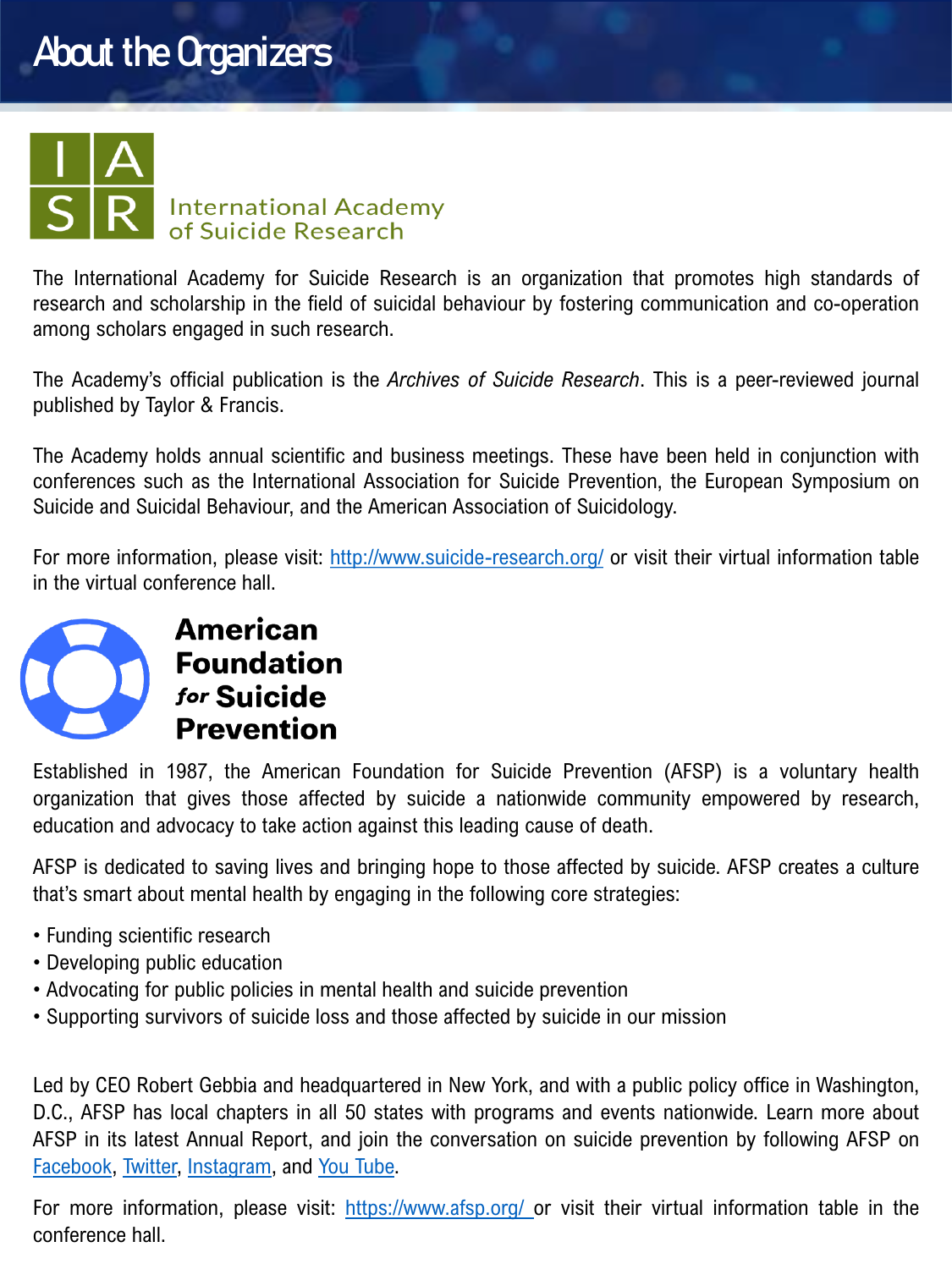# About the Organizers

## International Academy of Suicide Research

The International Academy for Suicide Research is an organization that promotes high standards of research and scholarship in the field of suicidal behaviour by fostering communication and co-operation among scholars engaged in such research.

The Academy's official publication is the *Archives of Suicide Research*. This is a peer-reviewed journal published by Taylor & Francis.

The Academy holds annual scientific and business meetings. These have been held in conjunction with conferences such as the International Association for Suicide Prevention, the European Symposium on Suicide and Suicidal Behaviour, and the American Association of Suicidology.

For more information, please visit: [http://www.suicide-research.org/](http://www.suicide-research.org/) or visit their virtual information table in the virtual conference hall.

## American Foundation for Suicide Prevention

Established in 1987, the American Foundation for Suicide Prevention (AFSP) is a voluntary health organization that gives those affected by suicide a nationwide community empowered by research, education and advocacy to take action against this leading cause of death.

AFSP is dedicated to saving lives and bringing hope to those affected by suicide. AFSP creates a culture that's smart about mental health by engaging in the following core strategies:

- Funding scientific research
- Developing public education
- Advocating for public policies in mental health and suicide prevention
- Supporting survivors of suicide loss and those affected by suicide in our mission

Led by CEO Robert Gebbia and headquartered in New York, and with a public policy office in Washington, D.C., AFSP has local chapters in all 50 states with programs and events nationwide. Learn more about AFSP in its latest Annual Report, and join the conversation on suicide prevention by following AFSP on Facebook, Twitter, Instagram, and You Tube.

For more information, please visit: [https://www.afsp.org/](https://www.afsp.org/) or visit their virtual information table in the conference hall.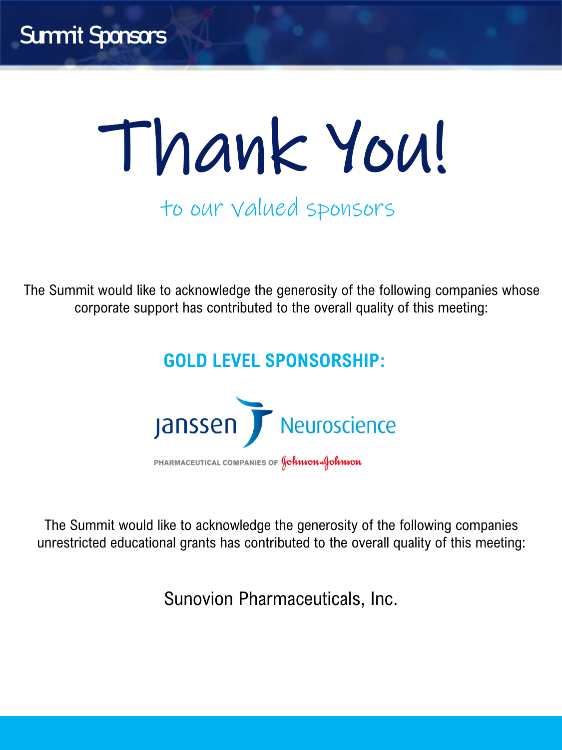# Summit Sponsors

# Thank You!

## to our valued sponsors

The Summit would like to acknowledge the generosity of the following companies whose corporate support has contributed to the overall quality of this meeting:

### GOLD LEVEL SPONSORSHIP:

Janssen Neuroscience

PHARMACEUTICAL COMPANIES OF Johnson & Johnson

The Summit would like to acknowledge the generosity of the following companies unrestricted educational grants has contributed to the overall quality of this meeting:

Sunovion Pharmaceuticals, Inc.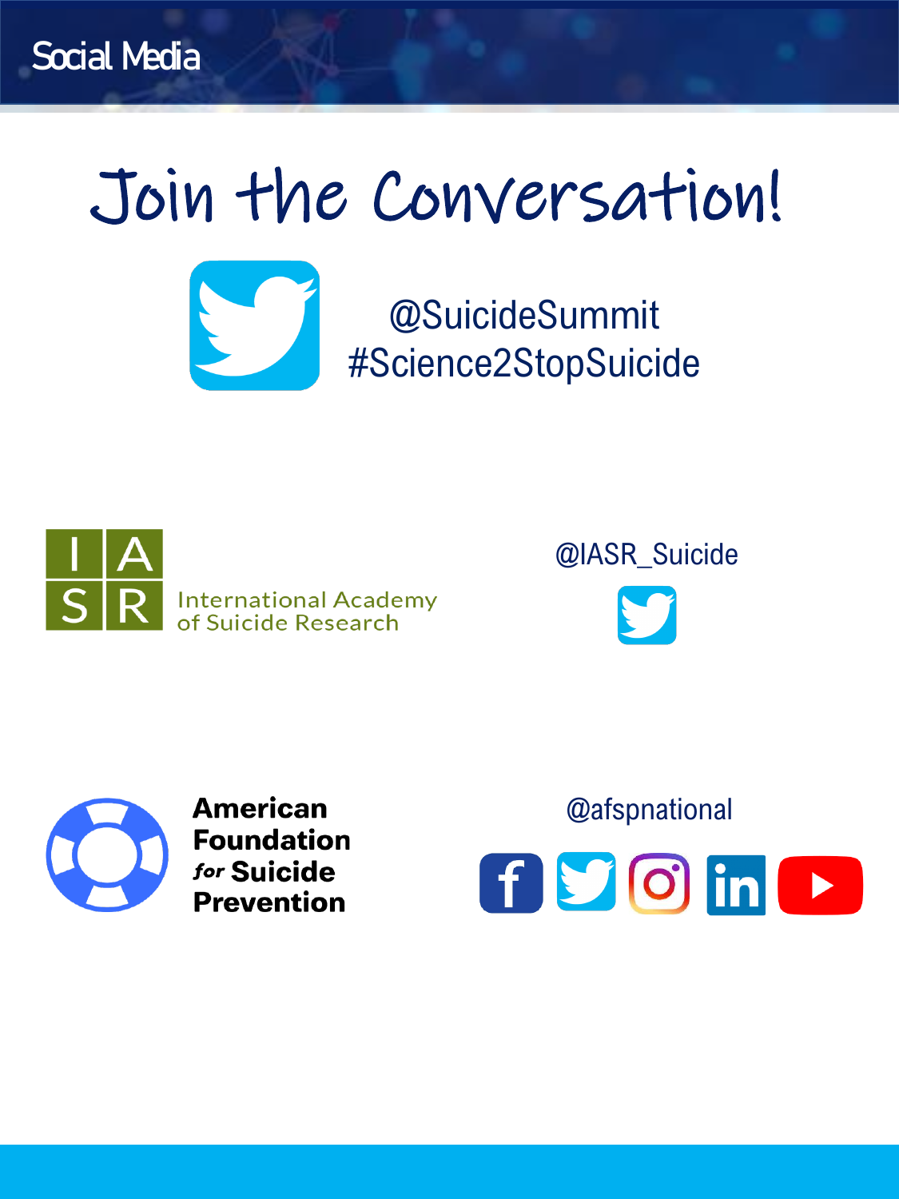# Social Media

## Join the Conversation!

@SuicideSummit
#Science2StopSuicide

International Academy of Suicide Research

@IASR_Suicide

American Foundation *for* Suicide Prevention

@afspnational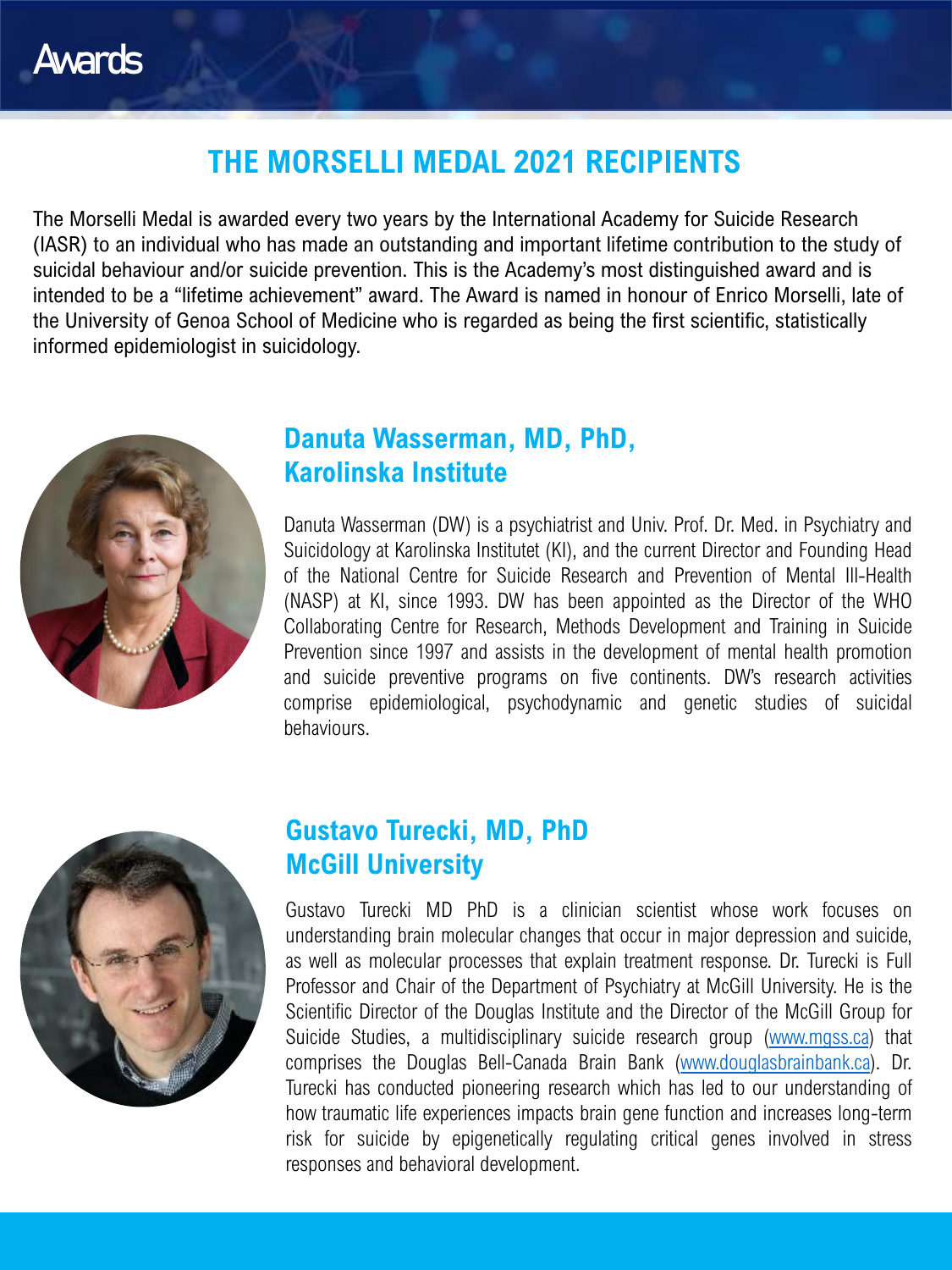# Awards

## THE MORSELLI MEDAL 2021 RECIPIENTS

The Morselli Medal is awarded every two years by the International Academy for Suicide Research (IASR) to an individual who has made an outstanding and important lifetime contribution to the study of suicidal behaviour and/or suicide prevention. This is the Academy's most distinguished award and is intended to be a "lifetime achievement" award. The Award is named in honour of Enrico Morselli, late of the University of Genoa School of Medicine who is regarded as being the first scientific, statistically informed epidemiologist in suicidology.

### Danuta Wasserman, MD, PhD, Karolinska Institute

Danuta Wasserman (DW) is a psychiatrist and Univ. Prof. Dr. Med. in Psychiatry and Suicidology at Karolinska Institutet (KI), and the current Director and Founding Head of the National Centre for Suicide Research and Prevention of Mental Ill-Health (NASP) at KI, since 1993. DW has been appointed as the Director of the WHO Collaborating Centre for Research, Methods Development and Training in Suicide Prevention since 1997 and assists in the development of mental health promotion and suicide preventive programs on five continents. DW's research activities comprise epidemiological, psychodynamic and genetic studies of suicidal behaviours.

### Gustavo Turecki, MD, PhD McGill University

Gustavo Turecki MD PhD is a clinician scientist whose work focuses on understanding brain molecular changes that occur in major depression and suicide, as well as molecular processes that explain treatment response. Dr. Turecki is Full Professor and Chair of the Department of Psychiatry at McGill University. He is the Scientific Director of the Douglas Institute and the Director of the McGill Group for Suicide Studies, a multidisciplinary suicide research group (www.mgss.ca) that comprises the Douglas Bell-Canada Brain Bank (www.douglasbrainbank.ca). Dr. Turecki has conducted pioneering research which has led to our understanding of how traumatic life experiences impacts brain gene function and increases long-term risk for suicide by epigenetically regulating critical genes involved in stress responses and behavioral development.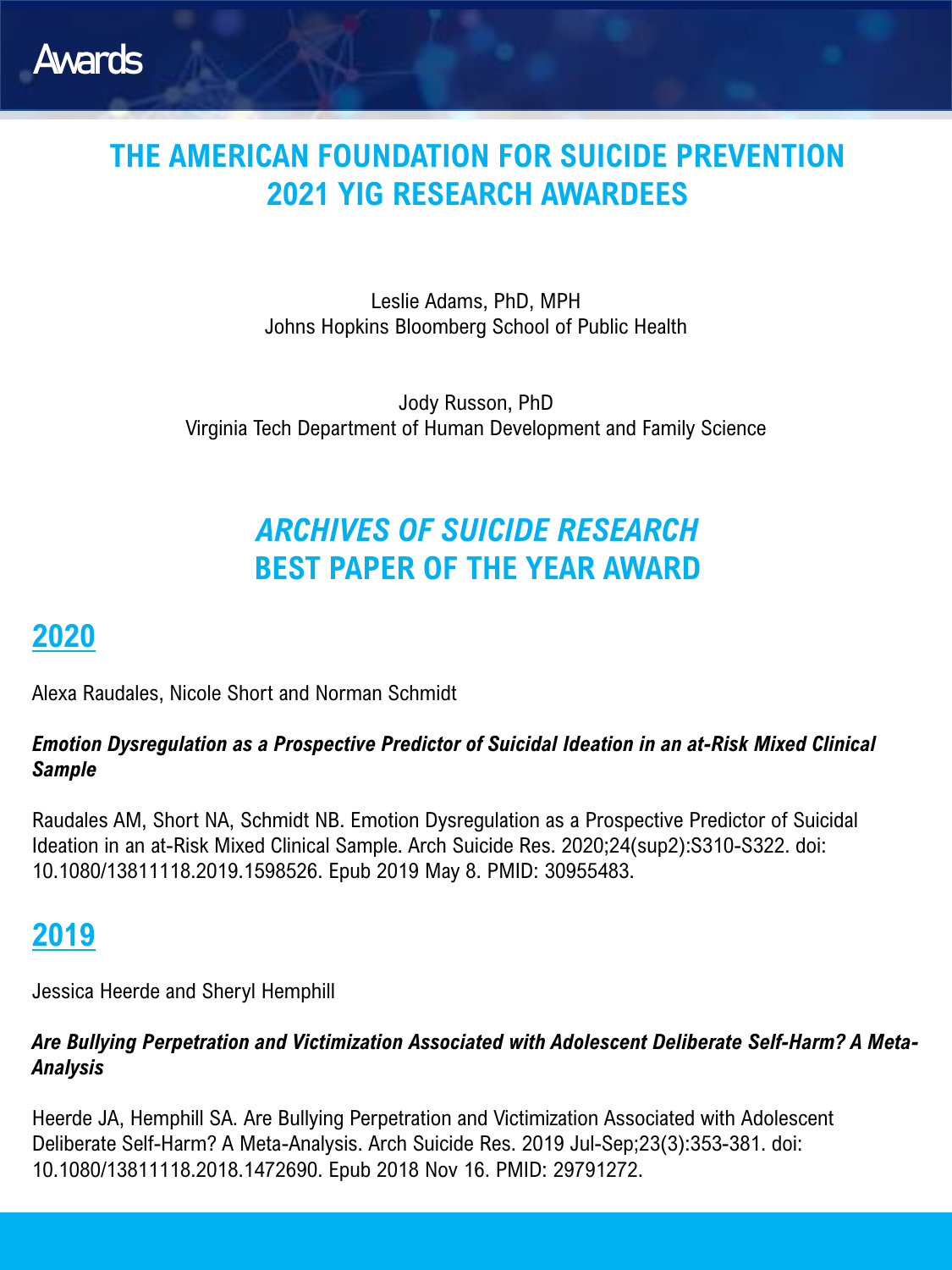# Awards

## THE AMERICAN FOUNDATION FOR SUICIDE PREVENTION 2021 YIG RESEARCH AWARDEES

Leslie Adams, PhD, MPH
Johns Hopkins Bloomberg School of Public Health

Jody Russon, PhD
Virginia Tech Department of Human Development and Family Science

## *ARCHIVES OF SUICIDE RESEARCH* BEST PAPER OF THE YEAR AWARD

### 2020

Alexa Raudales, Nicole Short and Norman Schmidt

***Emotion Dysregulation as a Prospective Predictor of Suicidal Ideation in an at-Risk Mixed Clinical Sample***

Raudales AM, Short NA, Schmidt NB. Emotion Dysregulation as a Prospective Predictor of Suicidal Ideation in an at-Risk Mixed Clinical Sample. Arch Suicide Res. 2020;24(sup2):S310-S322. doi: 10.1080/13811118.2019.1598526. Epub 2019 May 8. PMID: 30955483.

### 2019

Jessica Heerde and Sheryl Hemphill

***Are Bullying Perpetration and Victimization Associated with Adolescent Deliberate Self-Harm? A Meta-Analysis***

Heerde JA, Hemphill SA. Are Bullying Perpetration and Victimization Associated with Adolescent Deliberate Self-Harm? A Meta-Analysis. Arch Suicide Res. 2019 Jul-Sep;23(3):353-381. doi: 10.1080/13811118.2018.1472690. Epub 2018 Nov 16. PMID: 29791272.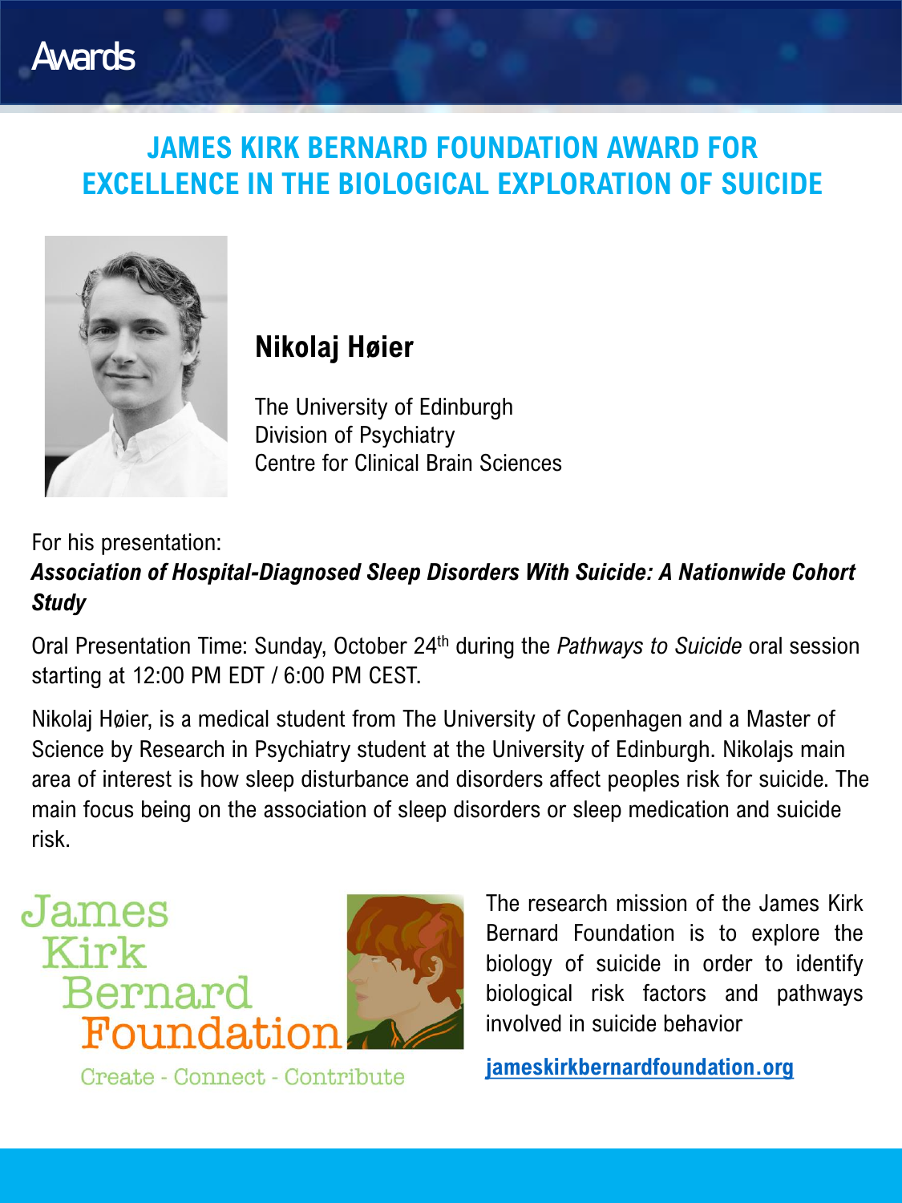# Awards

## JAMES KIRK BERNARD FOUNDATION AWARD FOR EXCELLENCE IN THE BIOLOGICAL EXPLORATION OF SUICIDE

### Nikolaj Høier

The University of Edinburgh
Division of Psychiatry
Centre for Clinical Brain Sciences

For his presentation:
***Association of Hospital-Diagnosed Sleep Disorders With Suicide: A Nationwide Cohort Study***

Oral Presentation Time: Sunday, October 24th during the *Pathways to Suicide* oral session starting at 12:00 PM EDT / 6:00 PM CEST.

Nikolaj Høier, is a medical student from The University of Copenhagen and a Master of Science by Research in Psychiatry student at the University of Edinburgh. Nikolajs main area of interest is how sleep disturbance and disorders affect peoples risk for suicide. The main focus being on the association of sleep disorders or sleep medication and suicide risk.

James Kirk Bernard Foundation

Create - Connect - Contribute

The research mission of the James Kirk Bernard Foundation is to explore the biology of suicide in order to identify biological risk factors and pathways involved in suicide behavior

jameskirkbernardfoundation.org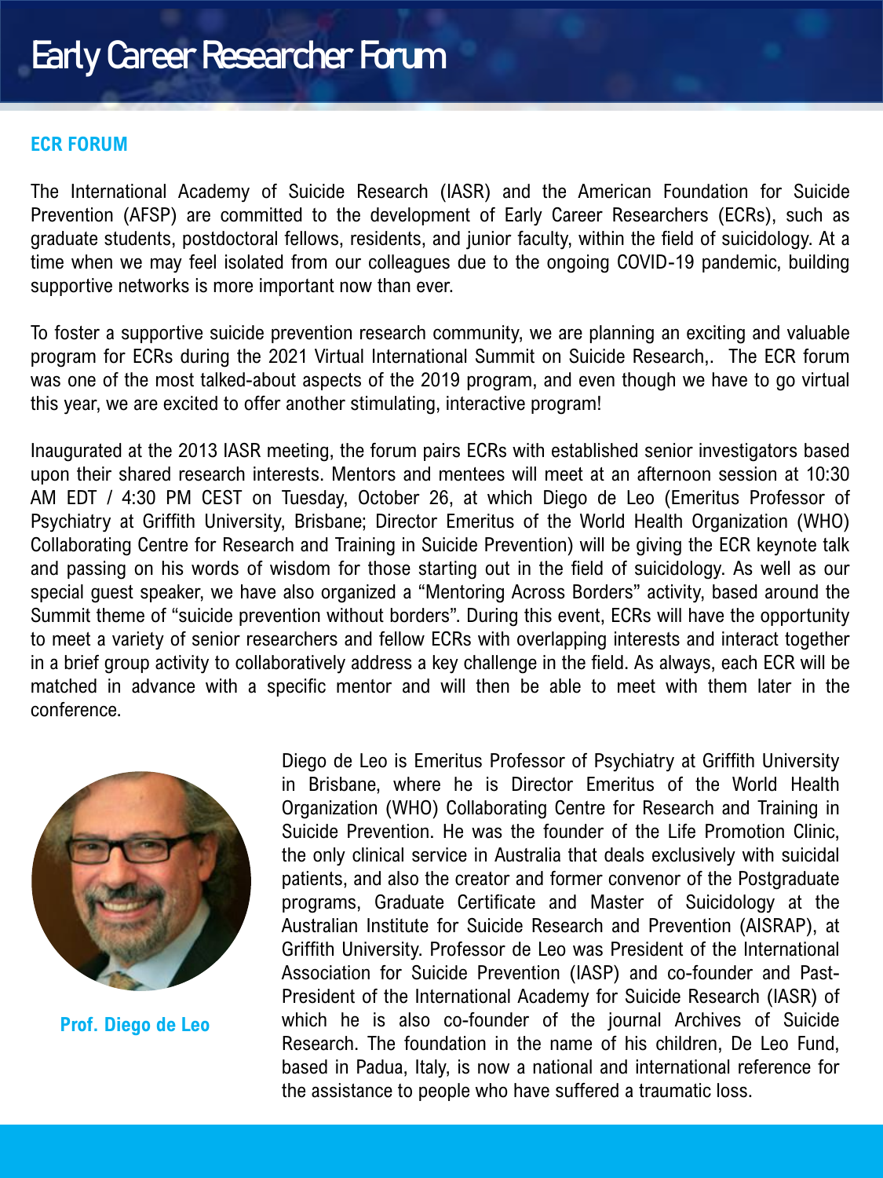# Early Career Researcher Forum

## ECR FORUM

The International Academy of Suicide Research (IASR) and the American Foundation for Suicide Prevention (AFSP) are committed to the development of Early Career Researchers (ECRs), such as graduate students, postdoctoral fellows, residents, and junior faculty, within the field of suicidology. At a time when we may feel isolated from our colleagues due to the ongoing COVID-19 pandemic, building supportive networks is more important now than ever.

To foster a supportive suicide prevention research community, we are planning an exciting and valuable program for ECRs during the 2021 Virtual International Summit on Suicide Research,. The ECR forum was one of the most talked-about aspects of the 2019 program, and even though we have to go virtual this year, we are excited to offer another stimulating, interactive program!

Inaugurated at the 2013 IASR meeting, the forum pairs ECRs with established senior investigators based upon their shared research interests. Mentors and mentees will meet at an afternoon session at 10:30 AM EDT / 4:30 PM CEST on Tuesday, October 26, at which Diego de Leo (Emeritus Professor of Psychiatry at Griffith University, Brisbane; Director Emeritus of the World Health Organization (WHO) Collaborating Centre for Research and Training in Suicide Prevention) will be giving the ECR keynote talk and passing on his words of wisdom for those starting out in the field of suicidology. As well as our special guest speaker, we have also organized a "Mentoring Across Borders" activity, based around the Summit theme of "suicide prevention without borders". During this event, ECRs will have the opportunity to meet a variety of senior researchers and fellow ECRs with overlapping interests and interact together in a brief group activity to collaboratively address a key challenge in the field. As always, each ECR will be matched in advance with a specific mentor and will then be able to meet with them later in the conference.

**Prof. Diego de Leo**

Diego de Leo is Emeritus Professor of Psychiatry at Griffith University in Brisbane, where he is Director Emeritus of the World Health Organization (WHO) Collaborating Centre for Research and Training in Suicide Prevention. He was the founder of the Life Promotion Clinic, the only clinical service in Australia that deals exclusively with suicidal patients, and also the creator and former convenor of the Postgraduate programs, Graduate Certificate and Master of Suicidology at the Australian Institute for Suicide Research and Prevention (AISRAP), at Griffith University. Professor de Leo was President of the International Association for Suicide Prevention (IASP) and co-founder and Past-President of the International Academy for Suicide Research (IASR) of which he is also co-founder of the journal Archives of Suicide Research. The foundation in the name of his children, De Leo Fund, based in Padua, Italy, is now a national and international reference for the assistance to people who have suffered a traumatic loss.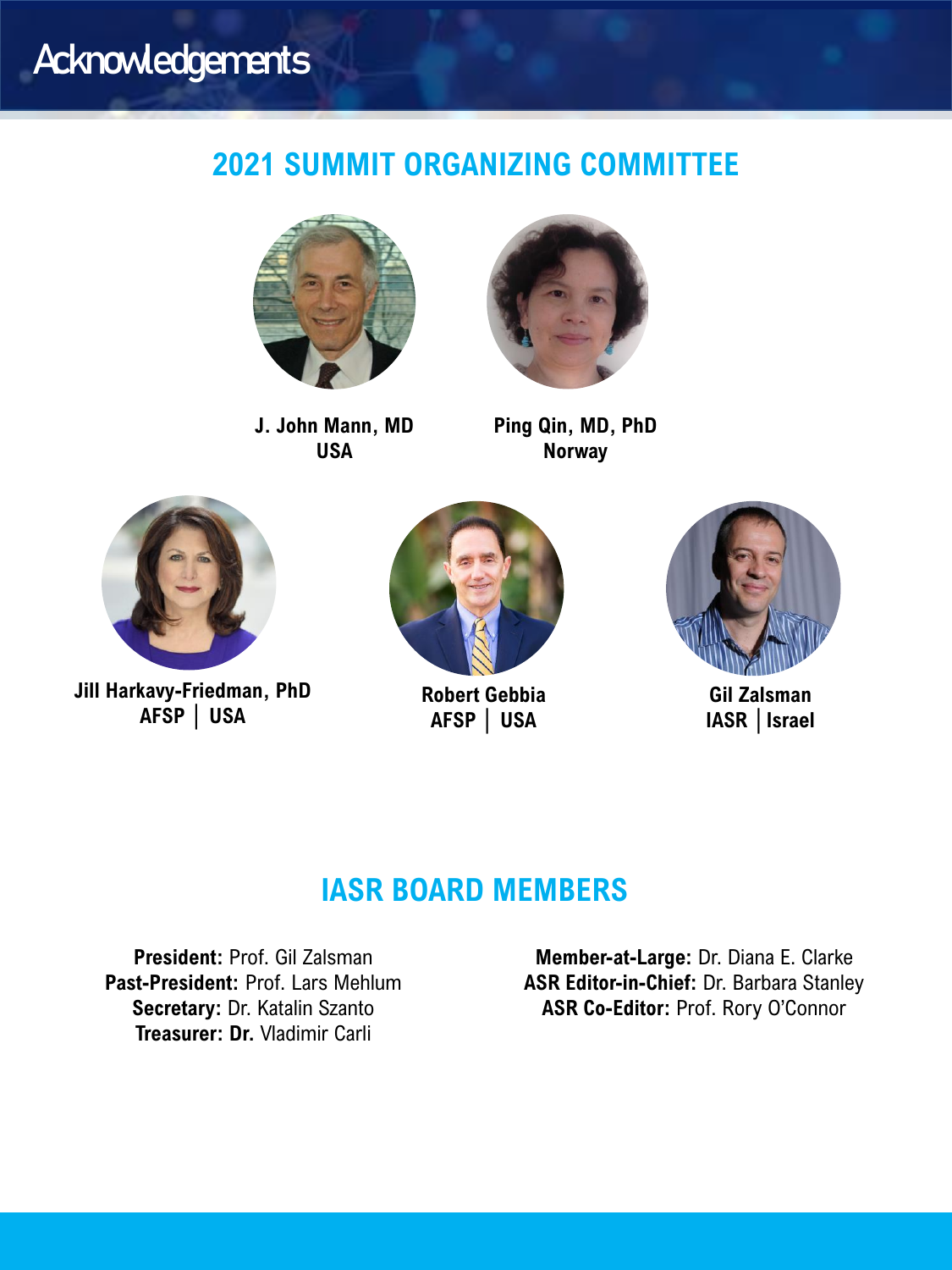# Acknowledgements

## 2021 SUMMIT ORGANIZING COMMITTEE

**J. John Mann, MD**
**USA**

**Ping Qin, MD, PhD**
**Norway**

**Jill Harkavy-Friedman, PhD**
**AFSP | USA**

**Robert Gebbia**
**AFSP | USA**

**Gil Zalsman**
**IASR | Israel**

## IASR BOARD MEMBERS

**President:** Prof. Gil Zalsman
**Past-President:** Prof. Lars Mehlum
**Secretary:** Dr. Katalin Szanto
**Treasurer: Dr.** Vladimir Carli

**Member-at-Large:** Dr. Diana E. Clarke
**ASR Editor-in-Chief:** Dr. Barbara Stanley
**ASR Co-Editor:** Prof. Rory O'Connor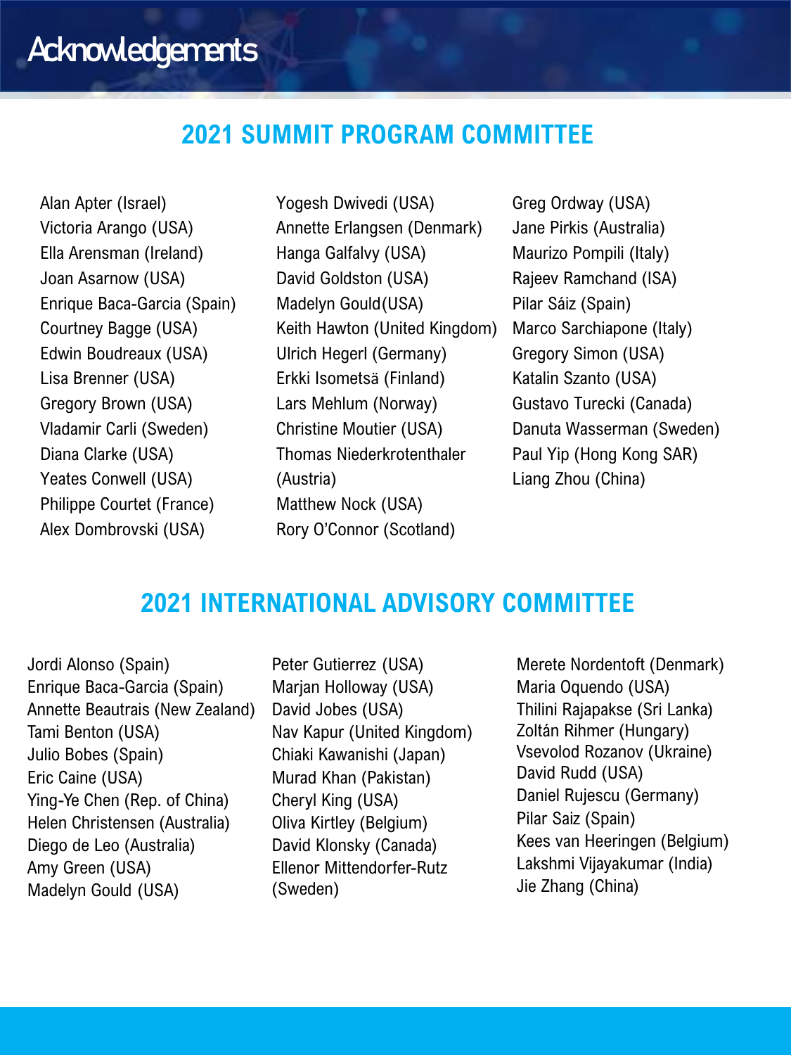# Acknowledgements

## 2021 SUMMIT PROGRAM COMMITTEE

Alan Apter (Israel)
Victoria Arango (USA)
Ella Arensman (Ireland)
Joan Asarnow (USA)
Enrique Baca-Garcia (Spain)
Courtney Bagge (USA)
Edwin Boudreaux (USA)
Lisa Brenner (USA)
Gregory Brown (USA)
Vladamir Carli (Sweden)
Diana Clarke (USA)
Yeates Conwell (USA)
Philippe Courtet (France)
Alex Dombrovski (USA)
Yogesh Dwivedi (USA)
Annette Erlangsen (Denmark)
Hanga Galfalvy (USA)
David Goldston (USA)
Madelyn Gould(USA)
Keith Hawton (United Kingdom)
Ulrich Hegerl (Germany)
Erkki Isometsä (Finland)
Lars Mehlum (Norway)
Christine Moutier (USA)
Thomas Niederkrotenthaler (Austria)
Matthew Nock (USA)
Rory O'Connor (Scotland)
Greg Ordway (USA)
Jane Pirkis (Australia)
Maurizo Pompili (Italy)
Rajeev Ramchand (ISA)
Pilar Sáiz (Spain)
Marco Sarchiapone (Italy)
Gregory Simon (USA)
Katalin Szanto (USA)
Gustavo Turecki (Canada)
Danuta Wasserman (Sweden)
Paul Yip (Hong Kong SAR)
Liang Zhou (China)

## 2021 INTERNATIONAL ADVISORY COMMITTEE

Jordi Alonso (Spain)
Enrique Baca-Garcia (Spain)
Annette Beautrais (New Zealand)
Tami Benton (USA)
Julio Bobes (Spain)
Eric Caine (USA)
Ying-Ye Chen (Rep. of China)
Helen Christensen (Australia)
Diego de Leo (Australia)
Amy Green (USA)
Madelyn Gould (USA)
Peter Gutierrez (USA)
Marjan Holloway (USA)
David Jobes (USA)
Nav Kapur (United Kingdom)
Chiaki Kawanishi (Japan)
Murad Khan (Pakistan)
Cheryl King (USA)
Oliva Kirtley (Belgium)
David Klonsky (Canada)
Ellenor Mittendorfer-Rutz (Sweden)
Merete Nordentoft (Denmark)
Maria Oquendo (USA)
Thilini Rajapakse (Sri Lanka)
Zoltán Rihmer (Hungary)
Vsevolod Rozanov (Ukraine)
David Rudd (USA)
Daniel Rujescu (Germany)
Pilar Saiz (Spain)
Kees van Heeringen (Belgium)
Lakshmi Vijayakumar (India)
Jie Zhang (China)